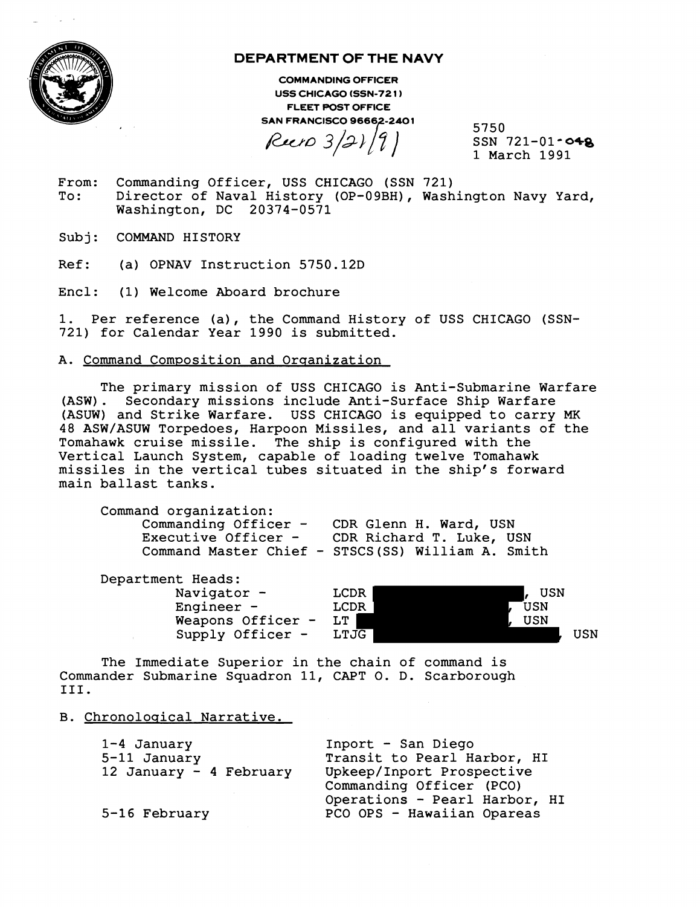**DEPARTMENT OF THE NAVY**

COMMANDING OFFICER
USS CHICAGO (SSN-721)
FLEET POST OFFICE
SAN FRANCISCO 96662-2401

Rec'd 3/21/91

5750
SSN 721-01-048
1 March 1991

From: Commanding Officer, USS CHICAGO (SSN 721)
To: Director of Naval History (OP-09BH), Washington Navy Yard, Washington, DC 20374-0571

Subj: COMMAND HISTORY

Ref: (a) OPNAV Instruction 5750.12D

Encl: (1) Welcome Aboard brochure

1. Per reference (a), the Command History of USS CHICAGO (SSN-721) for Calendar Year 1990 is submitted.

A. Command Composition and Organization

The primary mission of USS CHICAGO is Anti-Submarine Warfare (ASW). Secondary missions include Anti-Surface Ship Warfare (ASUW) and Strike Warfare. USS CHICAGO is equipped to carry MK 48 ASW/ASUW Torpedoes, Harpoon Missiles, and all variants of the Tomahawk cruise missile. The ship is configured with the Vertical Launch System, capable of loading twelve Tomahawk missiles in the vertical tubes situated in the ship's forward main ballast tanks.

Command organization:
- Commanding Officer - CDR Glenn H. Ward, USN
- Executive Officer - CDR Richard T. Luke, USN
- Command Master Chief - STSCS(SS) William A. Smith

Department Heads:
- Navigator - LCDR [REDACTED], USN
- Engineer - LCDR [REDACTED], USN
- Weapons Officer - LT [REDACTED], USN
- Supply Officer - LTJG [REDACTED], USN

The Immediate Superior in the chain of command is Commander Submarine Squadron 11, CAPT O. D. Scarborough III.

B. Chronological Narrative.

| | |
|---|---|
| 1-4 January | Inport - San Diego |
| 5-11 January | Transit to Pearl Harbor, HI |
| 12 January - 4 February | Upkeep/Inport Prospective Commanding Officer (PCO) Operations - Pearl Harbor, HI |
| 5-16 February | PCO OPS - Hawaiian Opareas |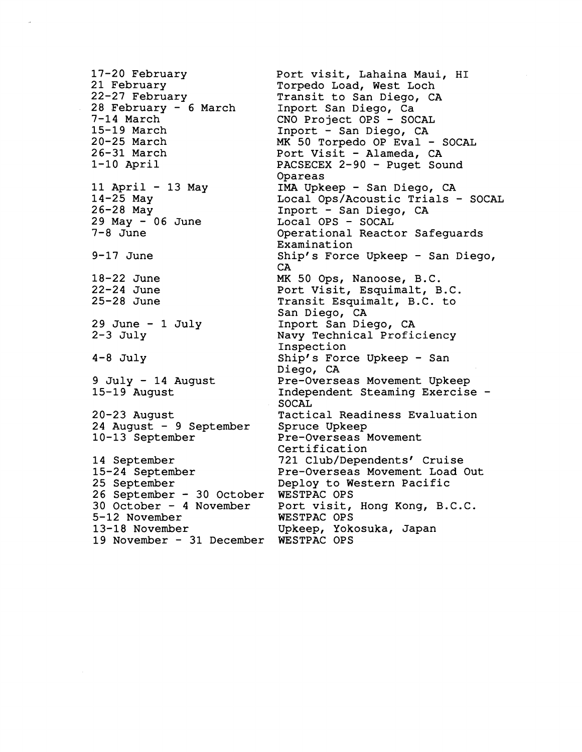| | |
|---|---|
| 17-20 February | Port visit, Lahaina Maui, HI |
| 21 February | Torpedo Load, West Loch |
| 22-27 February | Transit to San Diego, CA |
| 28 February - 6 March | Inport San Diego, Ca |
| 7-14 March | CNO Project OPS - SOCAL |
| 15-19 March | Inport - San Diego, CA |
| 20-25 March | MK 50 Torpedo OP Eval - SOCAL |
| 26-31 March | Port Visit - Alameda, CA |
| 1-10 April | PACSECEX 2-90 - Puget Sound Opareas |
| 11 April - 13 May | IMA Upkeep - San Diego, CA |
| 14-25 May | Local Ops/Acoustic Trials - SOCAL |
| 26-28 May | Inport - San Diego, CA |
| 29 May - 06 June | Local OPS - SOCAL |
| 7-8 June | Operational Reactor Safeguards Examination |
| 9-17 June | Ship's Force Upkeep - San Diego, CA |
| 18-22 June | MK 50 Ops, Nanoose, B.C. |
| 22-24 June | Port Visit, Esquimalt, B.C. |
| 25-28 June | Transit Esquimalt, B.C. to San Diego, CA |
| 29 June - 1 July | Inport San Diego, CA |
| 2-3 July | Navy Technical Proficiency Inspection |
| 4-8 July | Ship's Force Upkeep - San Diego, CA |
| 9 July - 14 August | Pre-Overseas Movement Upkeep |
| 15-19 August | Independent Steaming Exercise - SOCAL |
| 20-23 August | Tactical Readiness Evaluation |
| 24 August - 9 September | Spruce Upkeep |
| 10-13 September | Pre-Overseas Movement Certification |
| 14 September | 721 Club/Dependents' Cruise |
| 15-24 September | Pre-Overseas Movement Load Out |
| 25 September | Deploy to Western Pacific |
| 26 September - 30 October | WESTPAC OPS |
| 30 October - 4 November | Port visit, Hong Kong, B.C.C. |
| 5-12 November | WESTPAC OPS |
| 13-18 November | Upkeep, Yokosuka, Japan |
| 19 November - 31 December | WESTPAC OPS |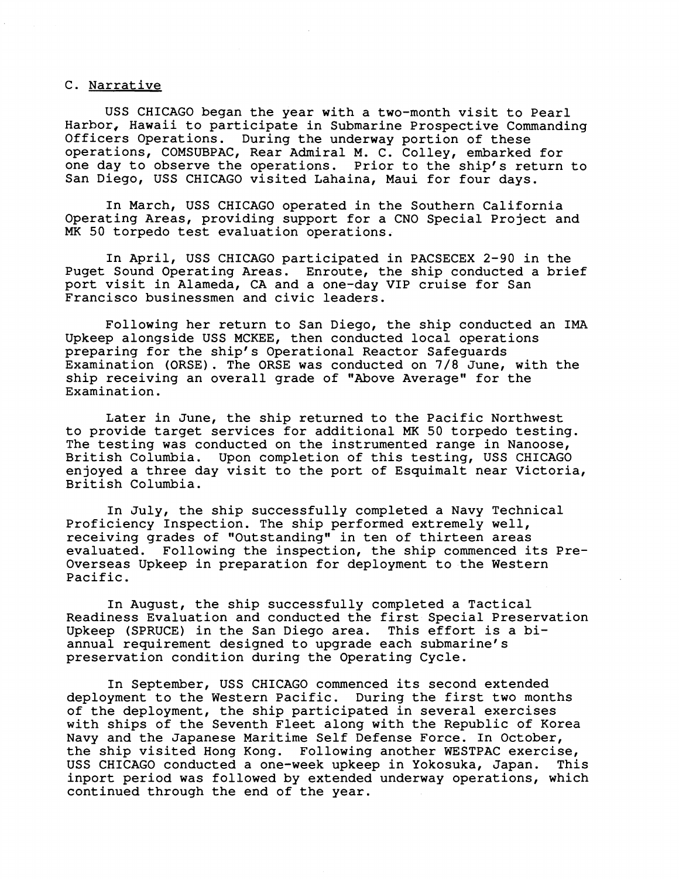C. Narrative

USS CHICAGO began the year with a two-month visit to Pearl Harbor, Hawaii to participate in Submarine Prospective Commanding Officers Operations. During the underway portion of these operations, COMSUBPAC, Rear Admiral M. C. Colley, embarked for one day to observe the operations. Prior to the ship's return to San Diego, USS CHICAGO visited Lahaina, Maui for four days.

In March, USS CHICAGO operated in the Southern California Operating Areas, providing support for a CNO Special Project and MK 50 torpedo test evaluation operations.

In April, USS CHICAGO participated in PACSECEX 2-90 in the Puget Sound Operating Areas. Enroute, the ship conducted a brief port visit in Alameda, CA and a one-day VIP cruise for San Francisco businessmen and civic leaders.

Following her return to San Diego, the ship conducted an IMA Upkeep alongside USS MCKEE, then conducted local operations preparing for the ship's Operational Reactor Safeguards Examination (ORSE). The ORSE was conducted on 7/8 June, with the ship receiving an overall grade of "Above Average" for the Examination.

Later in June, the ship returned to the Pacific Northwest to provide target services for additional MK 50 torpedo testing. The testing was conducted on the instrumented range in Nanoose, British Columbia. Upon completion of this testing, USS CHICAGO enjoyed a three day visit to the port of Esquimalt near Victoria, British Columbia.

In July, the ship successfully completed a Navy Technical Proficiency Inspection. The ship performed extremely well, receiving grades of "Outstanding" in ten of thirteen areas evaluated. Following the inspection, the ship commenced its Pre-Overseas Upkeep in preparation for deployment to the Western Pacific.

In August, the ship successfully completed a Tactical Readiness Evaluation and conducted the first Special Preservation Upkeep (SPRUCE) in the San Diego area. This effort is a bi-annual requirement designed to upgrade each submarine's preservation condition during the Operating Cycle.

In September, USS CHICAGO commenced its second extended deployment to the Western Pacific. During the first two months of the deployment, the ship participated in several exercises with ships of the Seventh Fleet along with the Republic of Korea Navy and the Japanese Maritime Self Defense Force. In October, the ship visited Hong Kong. Following another WESTPAC exercise, USS CHICAGO conducted a one-week upkeep in Yokosuka, Japan. This inport period was followed by extended underway operations, which continued through the end of the year.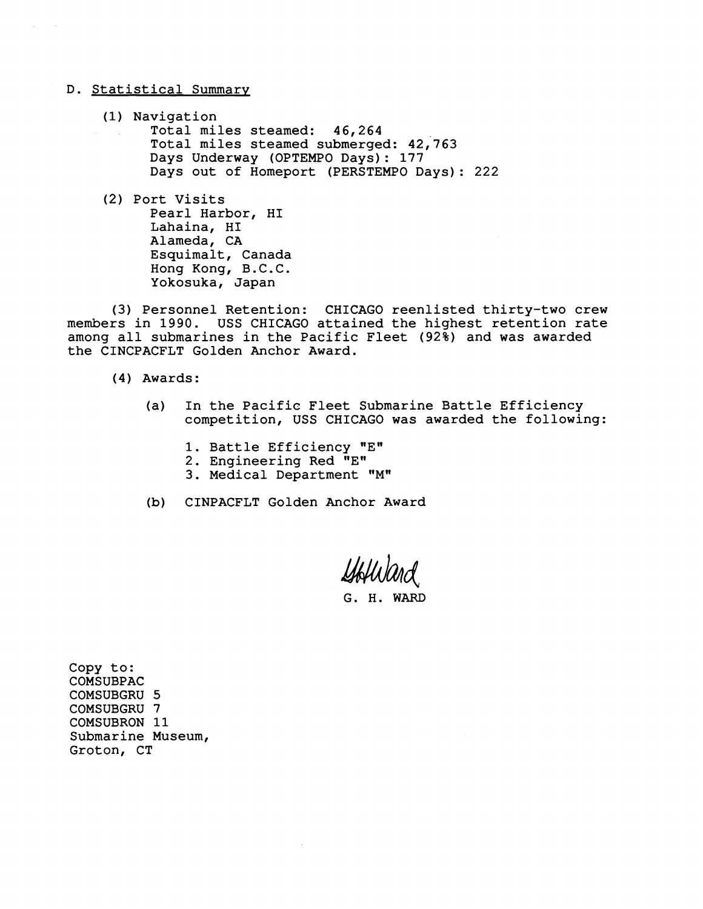D. <u>Statistical Summary</u>

(1) Navigation
Total miles steamed: 46,264
Total miles steamed submerged: 42,763
Days Underway (OPTEMPO Days): 177
Days out of Homeport (PERSTEMPO Days): 222

(2) Port Visits
Pearl Harbor, HI
Lahaina, HI
Alameda, CA
Esquimalt, Canada
Hong Kong, B.C.C.
Yokosuka, Japan

(3) Personnel Retention: CHICAGO reenlisted thirty-two crew members in 1990. USS CHICAGO attained the highest retention rate among all submarines in the Pacific Fleet (92%) and was awarded the CINCPACFLT Golden Anchor Award.

(4) Awards:

(a) In the Pacific Fleet Submarine Battle Efficiency competition, USS CHICAGO was awarded the following:

1. Battle Efficiency "E"
2. Engineering Red "E"
3. Medical Department "M"

(b) CINPACFLT Golden Anchor Award

G. H. WARD

Copy to:
COMSUBPAC
COMSUBGRU 5
COMSUBGRU 7
COMSUBRON 11
Submarine Museum,
Groton, CT